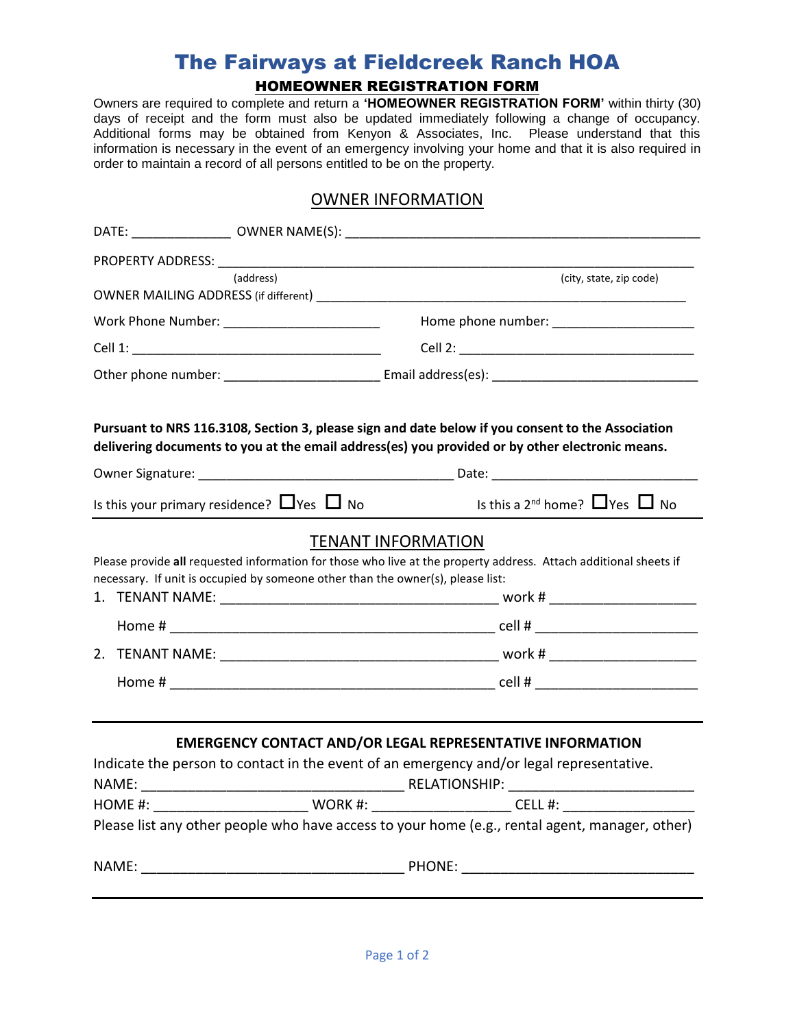# The Fairways at Fieldcreek Ranch HOA

## HOMEOWNER REGISTRATION FORM

Owners are required to complete and return a **'HOMEOWNER REGISTRATION FORM'** within thirty (30) days of receipt and the form must also be updated immediately following a change of occupancy. Additional forms may be obtained from Kenyon & Associates, Inc. Please understand that this information is necessary in the event of an emergency involving your home and that it is also required in order to maintain a record of all persons entitled to be on the property.

## OWNER INFORMATION

DATE: ______________ OWNER NAME(S): ____________________________________________________

PROPERTY ADDRESS: ______________________________________________________________________
(address) (city, state, zip code)

OWNER MAILING ADDRESS (if different) ____________________________________________________

Work Phone Number: ______________________ Home phone number: ____________________

Cell 1: ____________________________________ Cell 2: __________________________________

Other phone number: _____________________ Email address(es): ____________________________

**Pursuant to NRS 116.3108, Section 3, please sign and date below if you consent to the Association delivering documents to you at the email address(es) you provided or by other electronic means.**

Owner Signature: ___________________________________ Date: ____________________________

Is this your primary residence? ☐ Yes ☐ No Is this a 2nd home? ☐ Yes ☐ No

## TENANT INFORMATION

Please provide **all** requested information for those who live at the property address. Attach additional sheets if necessary. If unit is occupied by someone other than the owner(s), please list:

1. TENANT NAME: ____________________________________ work # __________________

   Home # ___________________________________________ cell # ____________________

2. TENANT NAME: ____________________________________ work # __________________

   Home # ___________________________________________ cell # ____________________

### EMERGENCY CONTACT AND/OR LEGAL REPRESENTATIVE INFORMATION

Indicate the person to contact in the event of an emergency and/or legal representative.

NAME: __________________________________ RELATIONSHIP: ________________________

HOME #: ___________________ WORK #: _________________ CELL #: ________________

Please list any other people who have access to your home (e.g., rental agent, manager, other)

NAME: __________________________________ PHONE: _____________________________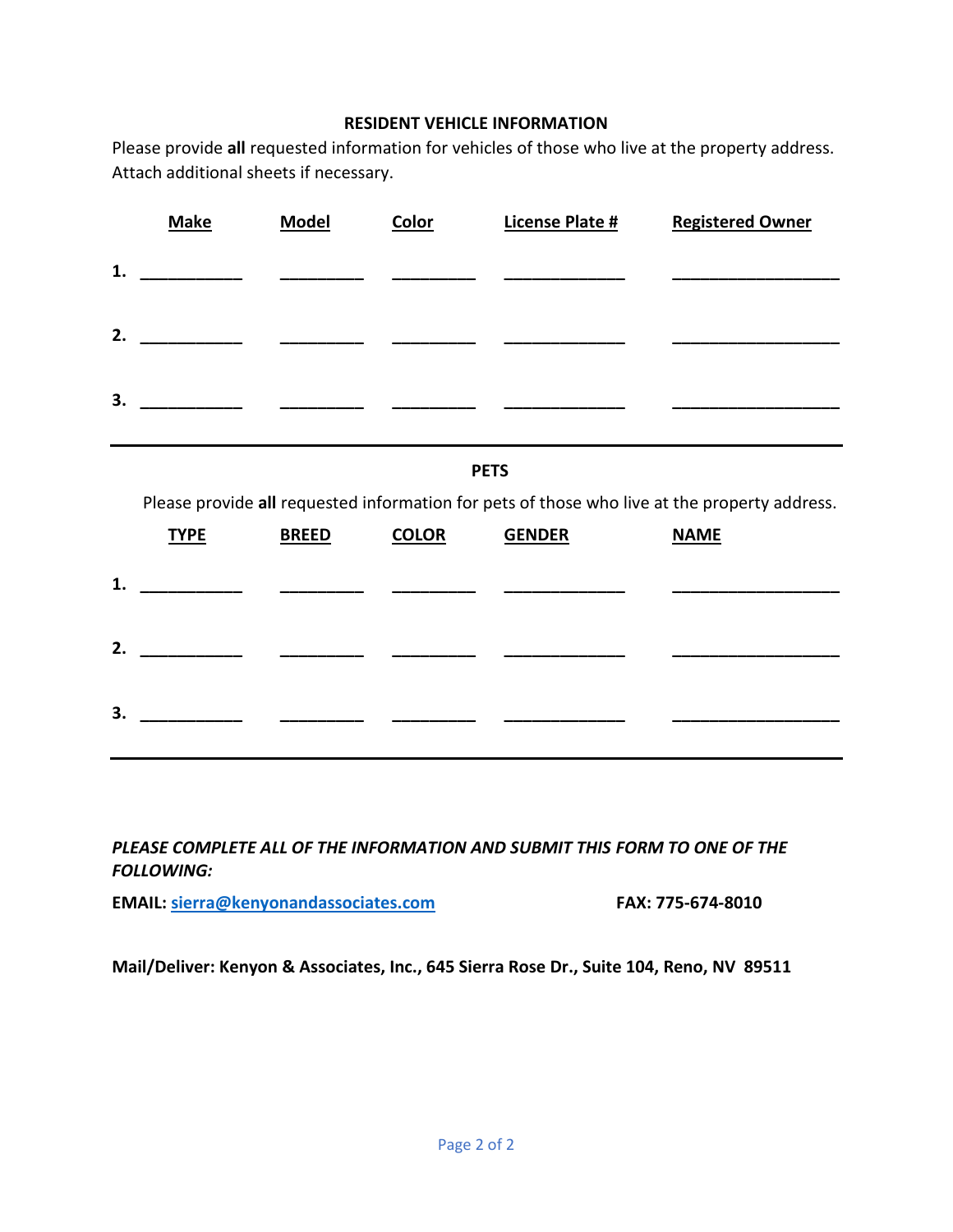## RESIDENT VEHICLE INFORMATION

Please provide **all** requested information for vehicles of those who live at the property address. Attach additional sheets if necessary.

| | Make | Model | Color | License Plate # | Registered Owner |
|---|---|---|---|---|---|
| 1. | ___________ | _________ | _________ | _____________ | __________________ |
| 2. | ___________ | _________ | _________ | _____________ | __________________ |
| 3. | ___________ | _________ | _________ | _____________ | __________________ |

## PETS

Please provide **all** requested information for pets of those who live at the property address.

| | TYPE | BREED | COLOR | GENDER | NAME |
|---|---|---|---|---|---|
| 1. | ___________ | _________ | _________ | _____________ | __________________ |
| 2. | ___________ | _________ | _________ | _____________ | __________________ |
| 3. | ___________ | _________ | _________ | _____________ | __________________ |

***PLEASE COMPLETE ALL OF THE INFORMATION AND SUBMIT THIS FORM TO ONE OF THE FOLLOWING:***

**EMAIL: sierra@kenyonandassociates.com** **FAX: 775-674-8010**

**Mail/Deliver: Kenyon & Associates, Inc., 645 Sierra Rose Dr., Suite 104, Reno, NV 89511**